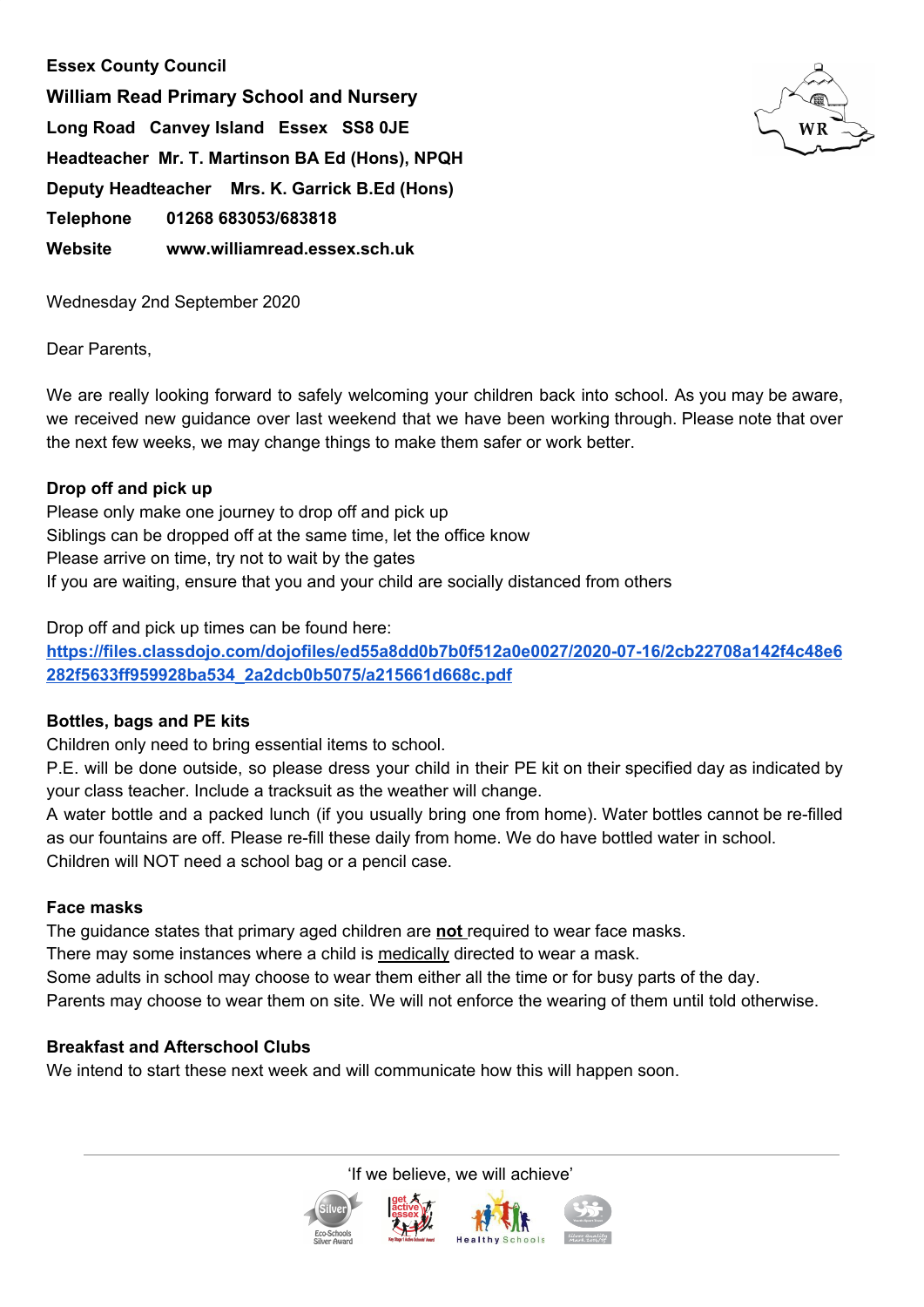**Essex County Council**

**William Read Primary School and Nursery**

**Long Road Canvey Island Essex SS8 0JE**

**Headteacher Mr. T. Martinson BA Ed (Hons), NPQH**

**Deputy Headteacher Mrs. K. Garrick B.Ed (Hons)**

**Telephone 01268 683053/683818**

**Website www.williamread.essex.sch.uk**

Wednesday 2nd September 2020

Dear Parents,

We are really looking forward to safely welcoming your children back into school. As you may be aware, we received new guidance over last weekend that we have been working through. Please note that over the next few weeks, we may change things to make them safer or work better.

**Drop off and pick up**

Please only make one journey to drop off and pick up
Siblings can be dropped off at the same time, let the office know
Please arrive on time, try not to wait by the gates
If you are waiting, ensure that you and your child are socially distanced from others

Drop off and pick up times can be found here:
[https://files.classdojo.com/dojofiles/ed55a8dd0b7b0f512a0e0027/2020-07-16/2cb22708a142f4c48e6282f5633ff959928ba534_2a2dcb0b5075/a215661d668c.pdf](https://files.classdojo.com/dojofiles/ed55a8dd0b7b0f512a0e0027/2020-07-16/2cb22708a142f4c48e6282f5633ff959928ba534_2a2dcb0b5075/a215661d668c.pdf)

**Bottles, bags and PE kits**

Children only need to bring essential items to school.
P.E. will be done outside, so please dress your child in their PE kit on their specified day as indicated by your class teacher. Include a tracksuit as the weather will change.
A water bottle and a packed lunch (if you usually bring one from home). Water bottles cannot be re-filled as our fountains are off. Please re-fill these daily from home. We do have bottled water in school.
Children will NOT need a school bag or a pencil case.

**Face masks**

The guidance states that primary aged children are **not** required to wear face masks.
There may some instances where a child is medically directed to wear a mask.
Some adults in school may choose to wear them either all the time or for busy parts of the day.
Parents may choose to wear them on site. We will not enforce the wearing of them until told otherwise.

**Breakfast and Afterschool Clubs**

We intend to start these next week and will communicate how this will happen soon.

'If we believe, we will achieve'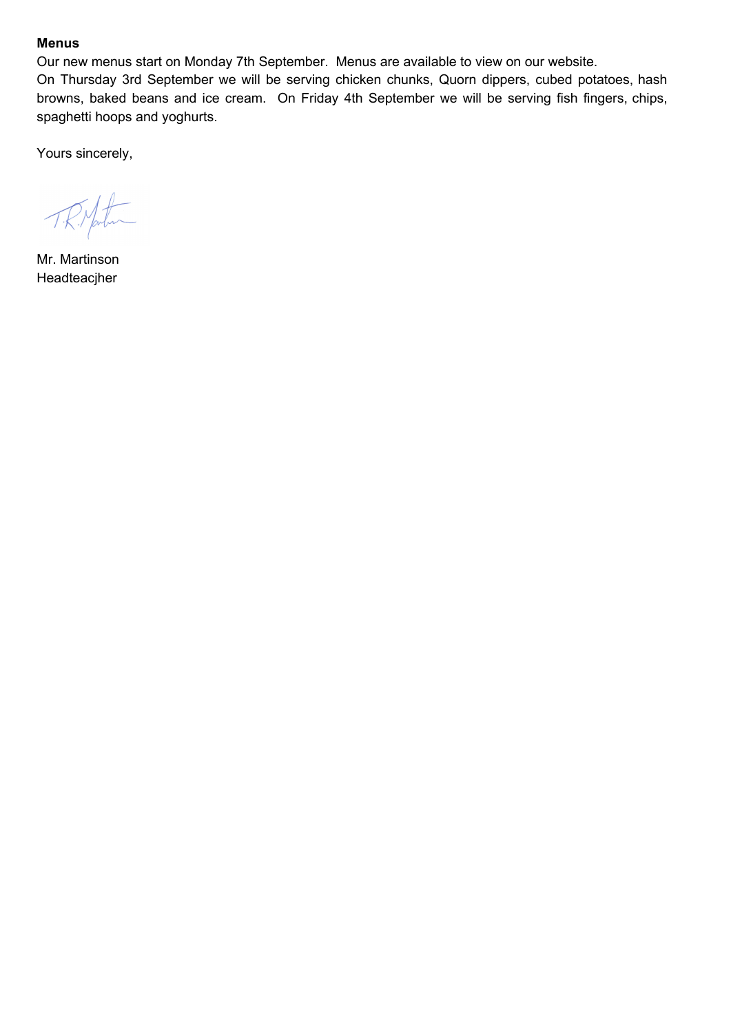**Menus**

Our new menus start on Monday 7th September. Menus are available to view on our website.
On Thursday 3rd September we will be serving chicken chunks, Quorn dippers, cubed potatoes, hash browns, baked beans and ice cream. On Friday 4th September we will be serving fish fingers, chips, spaghetti hoops and yoghurts.

Yours sincerely,

Mr. Martinson
Headteacjher